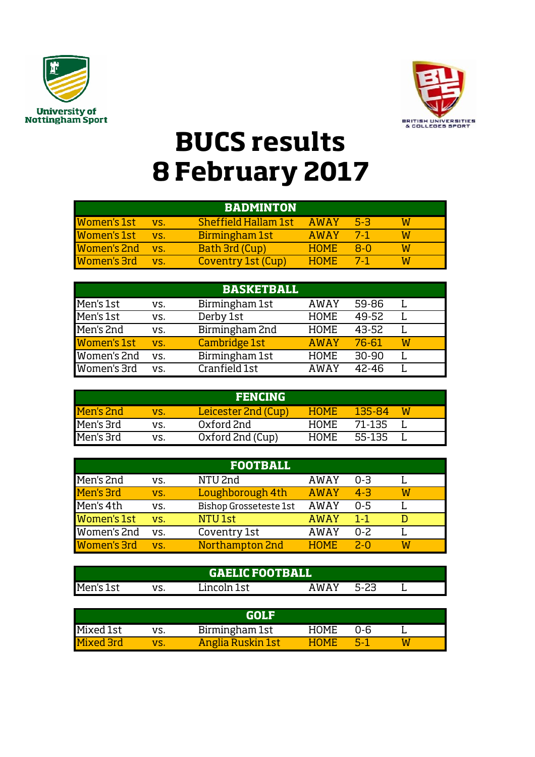University of Nottingham Sport

BRITISH UNIVERSITIES & COLLEGES SPORT

# BUCS results
# 8 February 2017

| BADMINTON | | | | | |
|---|---|---|---|---|---|
| Women's 1st | vs. | Sheffield Hallam 1st | AWAY | 5-3 | W |
| Women's 1st | vs. | Birmingham 1st | AWAY | 7-1 | W |
| Women's 2nd | vs. | Bath 3rd (Cup) | HOME | 8-0 | W |
| Women's 3rd | vs. | Coventry 1st (Cup) | HOME | 7-1 | W |

| BASKETBALL | | | | | |
|---|---|---|---|---|---|
| Men's 1st | vs. | Birmingham 1st | AWAY | 59-86 | L |
| Men's 1st | vs. | Derby 1st | HOME | 49-52 | L |
| Men's 2nd | vs. | Birmingham 2nd | HOME | 43-52 | L |
| Women's 1st | vs. | Cambridge 1st | AWAY | 76-61 | W |
| Women's 2nd | vs. | Birmingham 1st | HOME | 30-90 | L |
| Women's 3rd | vs. | Cranfield 1st | AWAY | 42-46 | L |

| FENCING | | | | | |
|---|---|---|---|---|---|
| Men's 2nd | vs. | Leicester 2nd (Cup) | HOME | 135-84 | W |
| Men's 3rd | vs. | Oxford 2nd | HOME | 71-135 | L |
| Men's 3rd | vs. | Oxford 2nd (Cup) | HOME | 55-135 | L |

| FOOTBALL | | | | | |
|---|---|---|---|---|---|
| Men's 2nd | vs. | NTU 2nd | AWAY | 0-3 | L |
| Men's 3rd | vs. | Loughborough 4th | AWAY | 4-3 | W |
| Men's 4th | vs. | Bishop Grosseteste 1st | AWAY | 0-5 | L |
| Women's 1st | vs. | NTU 1st | AWAY | 1-1 | D |
| Women's 2nd | vs. | Coventry 1st | AWAY | 0-2 | L |
| Women's 3rd | vs. | Northampton 2nd | HOME | 2-0 | W |

| GAELIC FOOTBALL | | | | | |
|---|---|---|---|---|---|
| Men's 1st | vs. | Lincoln 1st | AWAY | 5-23 | L |

| GOLF | | | | | |
|---|---|---|---|---|---|
| Mixed 1st | vs. | Birmingham 1st | HOME | 0-6 | L |
| Mixed 3rd | vs. | Anglia Ruskin 1st | HOME | 5-1 | W |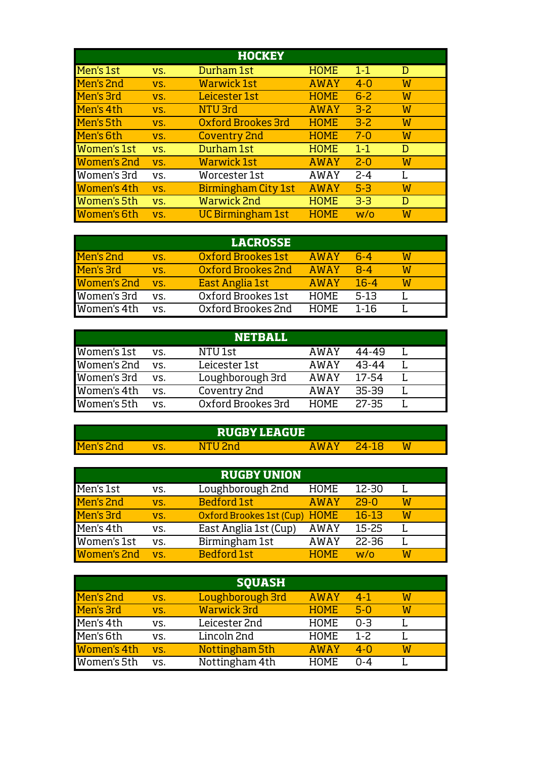## HOCKEY

| Team | | Opponent | Venue | Score | Result |
|---|---|---|---|---|---|
| Men's 1st | vs. | Durham 1st | HOME | 1-1 | D |
| Men's 2nd | vs. | Warwick 1st | AWAY | 4-0 | W |
| Men's 3rd | vs. | Leicester 1st | HOME | 6-2 | W |
| Men's 4th | vs. | NTU 3rd | AWAY | 3-2 | W |
| Men's 5th | vs. | Oxford Brookes 3rd | HOME | 3-2 | W |
| Men's 6th | vs. | Coventry 2nd | HOME | 7-0 | W |
| Women's 1st | vs. | Durham 1st | HOME | 1-1 | D |
| Women's 2nd | vs. | Warwick 1st | AWAY | 2-0 | W |
| Women's 3rd | vs. | Worcester 1st | AWAY | 2-4 | L |
| Women's 4th | vs. | Birmingham City 1st | AWAY | 5-3 | W |
| Women's 5th | vs. | Warwick 2nd | HOME | 3-3 | D |
| Women's 6th | vs. | UC Birmingham 1st | HOME | w/o | W |

## LACROSSE

| Team | | Opponent | Venue | Score | Result |
|---|---|---|---|---|---|
| Men's 2nd | vs. | Oxford Brookes 1st | AWAY | 6-4 | W |
| Men's 3rd | vs. | Oxford Brookes 2nd | AWAY | 8-4 | W |
| Women's 2nd | vs. | East Anglia 1st | AWAY | 16-4 | W |
| Women's 3rd | vs. | Oxford Brookes 1st | HOME | 5-13 | L |
| Women's 4th | vs. | Oxford Brookes 2nd | HOME | 1-16 | L |

## NETBALL

| Team | | Opponent | Venue | Score | Result |
|---|---|---|---|---|---|
| Women's 1st | vs. | NTU 1st | AWAY | 44-49 | L |
| Women's 2nd | vs. | Leicester 1st | AWAY | 43-44 | L |
| Women's 3rd | vs. | Loughborough 3rd | AWAY | 17-54 | L |
| Women's 4th | vs. | Coventry 2nd | AWAY | 35-39 | L |
| Women's 5th | vs. | Oxford Brookes 3rd | HOME | 27-35 | L |

## RUGBY LEAGUE

| Team | | Opponent | Venue | Score | Result |
|---|---|---|---|---|---|
| Men's 2nd | vs. | NTU 2nd | AWAY | 24-18 | W |

## RUGBY UNION

| Team | | Opponent | Venue | Score | Result |
|---|---|---|---|---|---|
| Men's 1st | vs. | Loughborough 2nd | HOME | 12-30 | L |
| Men's 2nd | vs. | Bedford 1st | AWAY | 29-0 | W |
| Men's 3rd | vs. | Oxford Brookes 1st (Cup) | HOME | 16-13 | W |
| Men's 4th | vs. | East Anglia 1st (Cup) | AWAY | 15-25 | L |
| Women's 1st | vs. | Birmingham 1st | AWAY | 22-36 | L |
| Women's 2nd | vs. | Bedford 1st | HOME | w/o | W |

## SQUASH

| Team | | Opponent | Venue | Score | Result |
|---|---|---|---|---|---|
| Men's 2nd | vs. | Loughborough 3rd | AWAY | 4-1 | W |
| Men's 3rd | vs. | Warwick 3rd | HOME | 5-0 | W |
| Men's 4th | vs. | Leicester 2nd | HOME | 0-3 | L |
| Men's 6th | vs. | Lincoln 2nd | HOME | 1-2 | L |
| Women's 4th | vs. | Nottingham 5th | AWAY | 4-0 | W |
| Women's 5th | vs. | Nottingham 4th | HOME | 0-4 | L |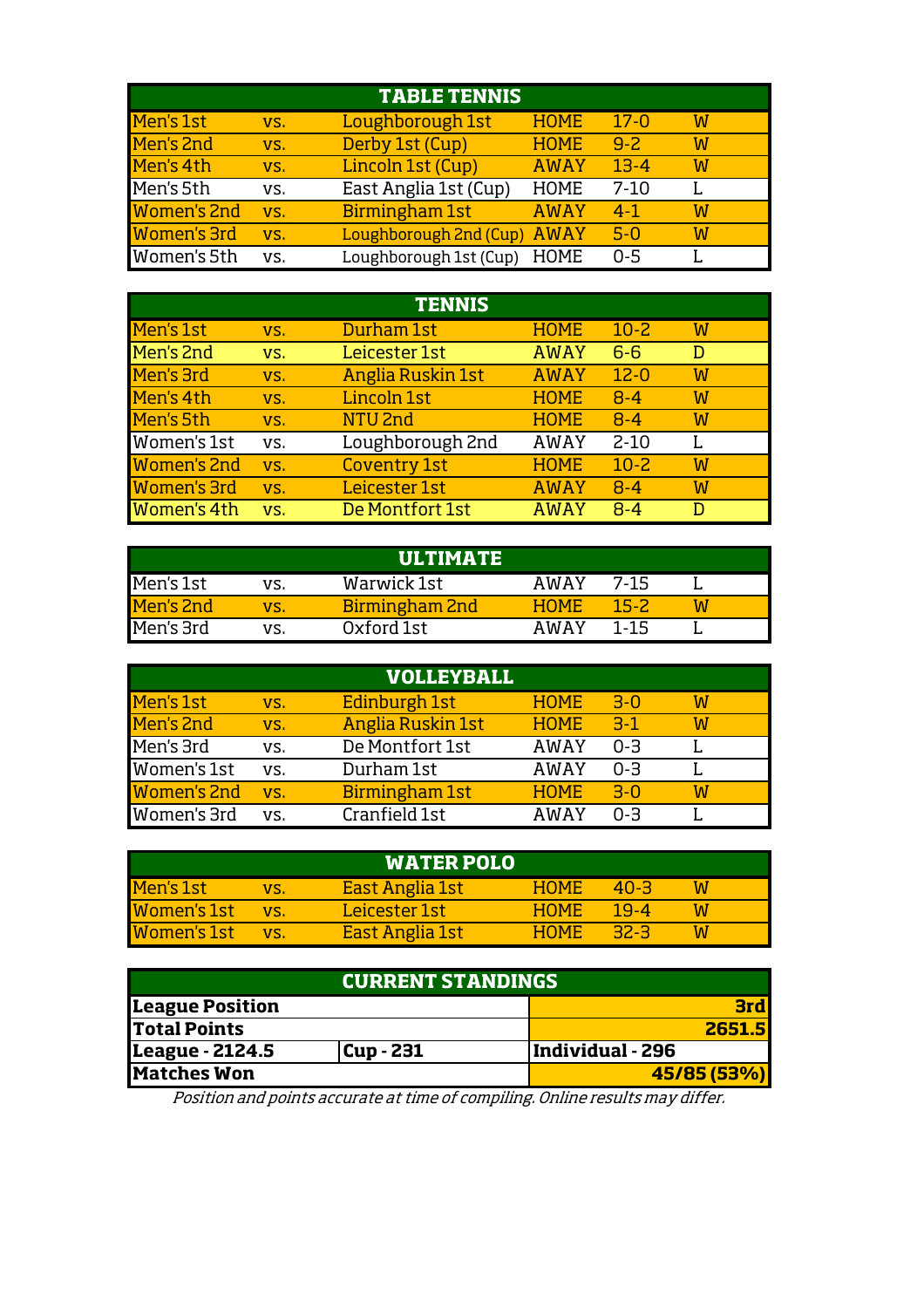## TABLE TENNIS

| | | | | | |
|---|---|---|---|---|---|
| Men's 1st | vs. | Loughborough 1st | HOME | 17-0 | W |
| Men's 2nd | vs. | Derby 1st (Cup) | HOME | 9-2 | W |
| Men's 4th | vs. | Lincoln 1st (Cup) | AWAY | 13-4 | W |
| Men's 5th | vs. | East Anglia 1st (Cup) | HOME | 7-10 | L |
| Women's 2nd | vs. | Birmingham 1st | AWAY | 4-1 | W |
| Women's 3rd | vs. | Loughborough 2nd (Cup) | AWAY | 5-0 | W |
| Women's 5th | vs. | Loughborough 1st (Cup) | HOME | 0-5 | L |

## TENNIS

| | | | | | |
|---|---|---|---|---|---|
| Men's 1st | vs. | Durham 1st | HOME | 10-2 | W |
| Men's 2nd | vs. | Leicester 1st | AWAY | 6-6 | D |
| Men's 3rd | vs. | Anglia Ruskin 1st | AWAY | 12-0 | W |
| Men's 4th | vs. | Lincoln 1st | HOME | 8-4 | W |
| Men's 5th | vs. | NTU 2nd | HOME | 8-4 | W |
| Women's 1st | vs. | Loughborough 2nd | AWAY | 2-10 | L |
| Women's 2nd | vs. | Coventry 1st | HOME | 10-2 | W |
| Women's 3rd | vs. | Leicester 1st | AWAY | 8-4 | W |
| Women's 4th | vs. | De Montfort 1st | AWAY | 8-4 | D |

## ULTIMATE

| | | | | | |
|---|---|---|---|---|---|
| Men's 1st | vs. | Warwick 1st | AWAY | 7-15 | L |
| Men's 2nd | vs. | Birmingham 2nd | HOME | 15-2 | W |
| Men's 3rd | vs. | Oxford 1st | AWAY | 1-15 | L |

## VOLLEYBALL

| | | | | | |
|---|---|---|---|---|---|
| Men's 1st | vs. | Edinburgh 1st | HOME | 3-0 | W |
| Men's 2nd | vs. | Anglia Ruskin 1st | HOME | 3-1 | W |
| Men's 3rd | vs. | De Montfort 1st | AWAY | 0-3 | L |
| Women's 1st | vs. | Durham 1st | AWAY | 0-3 | L |
| Women's 2nd | vs. | Birmingham 1st | HOME | 3-0 | W |
| Women's 3rd | vs. | Cranfield 1st | AWAY | 0-3 | L |

## WATER POLO

| | | | | | |
|---|---|---|---|---|---|
| Men's 1st | vs. | East Anglia 1st | HOME | 40-3 | W |
| Women's 1st | vs. | Leicester 1st | HOME | 19-4 | W |
| Women's 1st | vs. | East Anglia 1st | HOME | 32-3 | W |

## CURRENT STANDINGS

| | | |
|---|---|---|
| **League Position** | | **3rd** |
| **Total Points** | | **2651.5** |
| **League - 2124.5** | **Cup - 231** | **Individual - 296** |
| **Matches Won** | | **45/85 (53%)** |

*Position and points accurate at time of compiling. Online results may differ.*